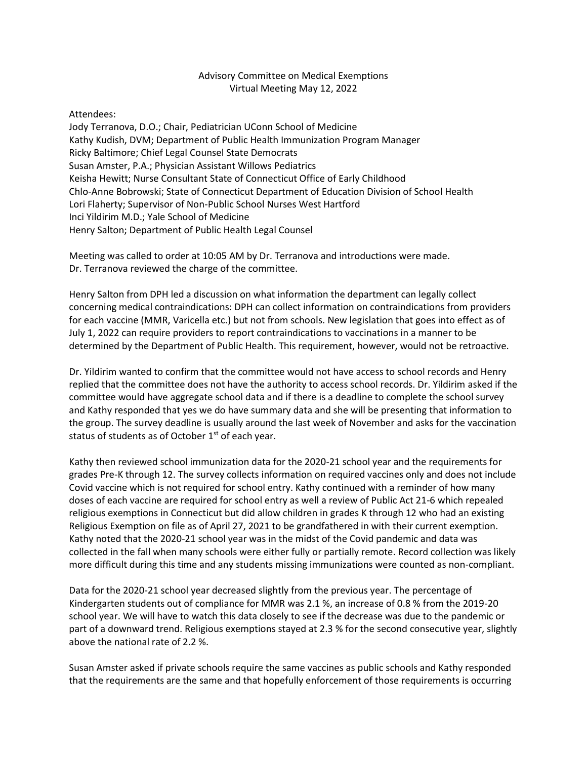# Advisory Committee on Medical Exemptions

## Virtual Meeting May 12, 2022

Attendees:

Jody Terranova, D.O.; Chair, Pediatrician UConn School of Medicine
Kathy Kudish, DVM; Department of Public Health Immunization Program Manager
Ricky Baltimore; Chief Legal Counsel State Democrats
Susan Amster, P.A.; Physician Assistant Willows Pediatrics
Keisha Hewitt; Nurse Consultant State of Connecticut Office of Early Childhood
Chlo-Anne Bobrowski; State of Connecticut Department of Education Division of School Health
Lori Flaherty; Supervisor of Non-Public School Nurses West Hartford
Inci Yildirim M.D.; Yale School of Medicine
Henry Salton; Department of Public Health Legal Counsel

Meeting was called to order at 10:05 AM by Dr. Terranova and introductions were made.
Dr. Terranova reviewed the charge of the committee.

Henry Salton from DPH led a discussion on what information the department can legally collect concerning medical contraindications: DPH can collect information on contraindications from providers for each vaccine (MMR, Varicella etc.) but not from schools. New legislation that goes into effect as of July 1, 2022 can require providers to report contraindications to vaccinations in a manner to be determined by the Department of Public Health. This requirement, however, would not be retroactive.

Dr. Yildirim wanted to confirm that the committee would not have access to school records and Henry replied that the committee does not have the authority to access school records. Dr. Yildirim asked if the committee would have aggregate school data and if there is a deadline to complete the school survey and Kathy responded that yes we do have summary data and she will be presenting that information to the group. The survey deadline is usually around the last week of November and asks for the vaccination status of students as of October 1st of each year.

Kathy then reviewed school immunization data for the 2020-21 school year and the requirements for grades Pre-K through 12. The survey collects information on required vaccines only and does not include Covid vaccine which is not required for school entry. Kathy continued with a reminder of how many doses of each vaccine are required for school entry as well a review of Public Act 21-6 which repealed religious exemptions in Connecticut but did allow children in grades K through 12 who had an existing Religious Exemption on file as of April 27, 2021 to be grandfathered in with their current exemption. Kathy noted that the 2020-21 school year was in the midst of the Covid pandemic and data was collected in the fall when many schools were either fully or partially remote. Record collection was likely more difficult during this time and any students missing immunizations were counted as non-compliant.

Data for the 2020-21 school year decreased slightly from the previous year. The percentage of Kindergarten students out of compliance for MMR was 2.1 %, an increase of 0.8 % from the 2019-20 school year. We will have to watch this data closely to see if the decrease was due to the pandemic or part of a downward trend. Religious exemptions stayed at 2.3 % for the second consecutive year, slightly above the national rate of 2.2 %.

Susan Amster asked if private schools require the same vaccines as public schools and Kathy responded that the requirements are the same and that hopefully enforcement of those requirements is occurring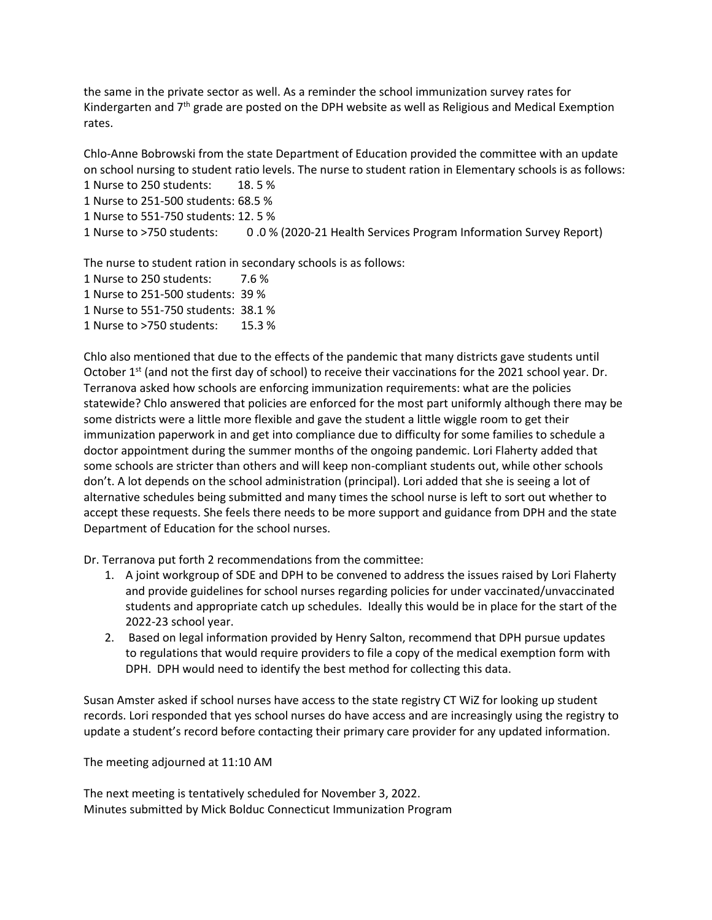the same in the private sector as well. As a reminder the school immunization survey rates for Kindergarten and 7th grade are posted on the DPH website as well as Religious and Medical Exemption rates.

Chlo-Anne Bobrowski from the state Department of Education provided the committee with an update on school nursing to student ratio levels. The nurse to student ration in Elementary schools is as follows:
1 Nurse to 250 students: 18. 5 %
1 Nurse to 251-500 students: 68.5 %
1 Nurse to 551-750 students: 12. 5 %
1 Nurse to >750 students: 0 .0 % (2020-21 Health Services Program Information Survey Report)

The nurse to student ration in secondary schools is as follows:
1 Nurse to 250 students: 7.6 %
1 Nurse to 251-500 students: 39 %
1 Nurse to 551-750 students: 38.1 %
1 Nurse to >750 students: 15.3 %

Chlo also mentioned that due to the effects of the pandemic that many districts gave students until October 1st (and not the first day of school) to receive their vaccinations for the 2021 school year. Dr. Terranova asked how schools are enforcing immunization requirements: what are the policies statewide? Chlo answered that policies are enforced for the most part uniformly although there may be some districts were a little more flexible and gave the student a little wiggle room to get their immunization paperwork in and get into compliance due to difficulty for some families to schedule a doctor appointment during the summer months of the ongoing pandemic. Lori Flaherty added that some schools are stricter than others and will keep non-compliant students out, while other schools don't. A lot depends on the school administration (principal). Lori added that she is seeing a lot of alternative schedules being submitted and many times the school nurse is left to sort out whether to accept these requests. She feels there needs to be more support and guidance from DPH and the state Department of Education for the school nurses.

Dr. Terranova put forth 2 recommendations from the committee:

1. A joint workgroup of SDE and DPH to be convened to address the issues raised by Lori Flaherty and provide guidelines for school nurses regarding policies for under vaccinated/unvaccinated students and appropriate catch up schedules. Ideally this would be in place for the start of the 2022-23 school year.
2. Based on legal information provided by Henry Salton, recommend that DPH pursue updates to regulations that would require providers to file a copy of the medical exemption form with DPH. DPH would need to identify the best method for collecting this data.

Susan Amster asked if school nurses have access to the state registry CT WiZ for looking up student records. Lori responded that yes school nurses do have access and are increasingly using the registry to update a student's record before contacting their primary care provider for any updated information.

The meeting adjourned at 11:10 AM

The next meeting is tentatively scheduled for November 3, 2022.
Minutes submitted by Mick Bolduc Connecticut Immunization Program